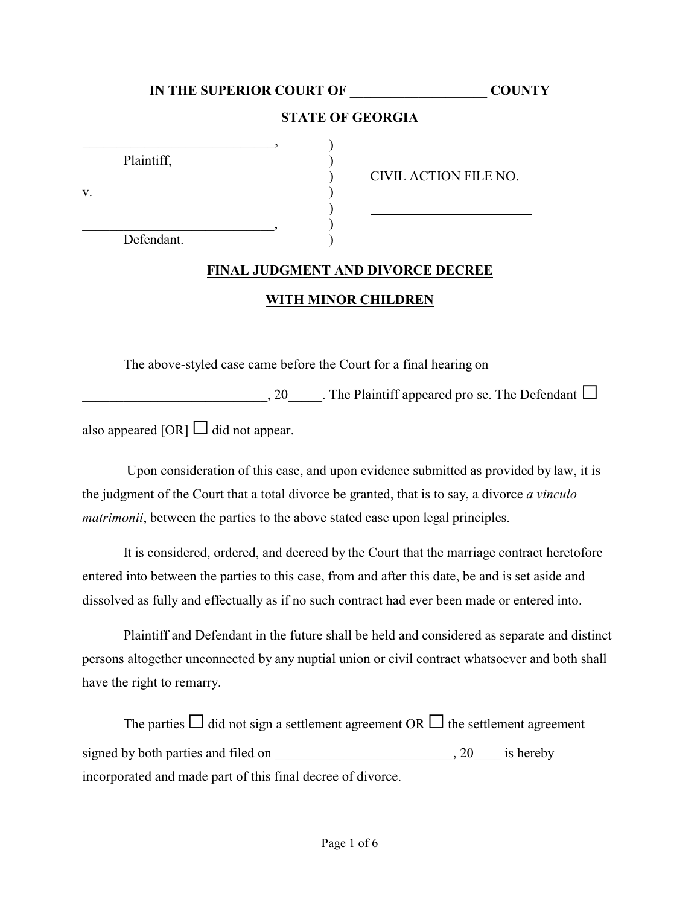**IN THE SUPERIOR COURT OF ____________________ COUNTY**

**STATE OF GEORGIA**

| | | |
|---|---|---|
| ____________________________, | ) | |
| Plaintiff, | ) | |
| | ) | CIVIL ACTION FILE NO. |
| v. | ) | |
| | ) | ________________________ |
| ____________________________, | ) | |
| Defendant. | ) | |

**FINAL JUDGMENT AND DIVORCE DECREE**

**WITH MINOR CHILDREN**

The above-styled case came before the Court for a final hearing on ___________________________, 20_____. The Plaintiff appeared pro se. The Defendant ☐ also appeared [OR] ☐ did not appear.

Upon consideration of this case, and upon evidence submitted as provided by law, it is the judgment of the Court that a total divorce be granted, that is to say, a divorce *a vinculo matrimonii*, between the parties to the above stated case upon legal principles.

It is considered, ordered, and decreed by the Court that the marriage contract heretofore entered into between the parties to this case, from and after this date, be and is set aside and dissolved as fully and effectually as if no such contract had ever been made or entered into.

Plaintiff and Defendant in the future shall be held and considered as separate and distinct persons altogether unconnected by any nuptial union or civil contract whatsoever and both shall have the right to remarry.

The parties ☐ did not sign a settlement agreement OR ☐ the settlement agreement signed by both parties and filed on __________________________, 20____ is hereby incorporated and made part of this final decree of divorce.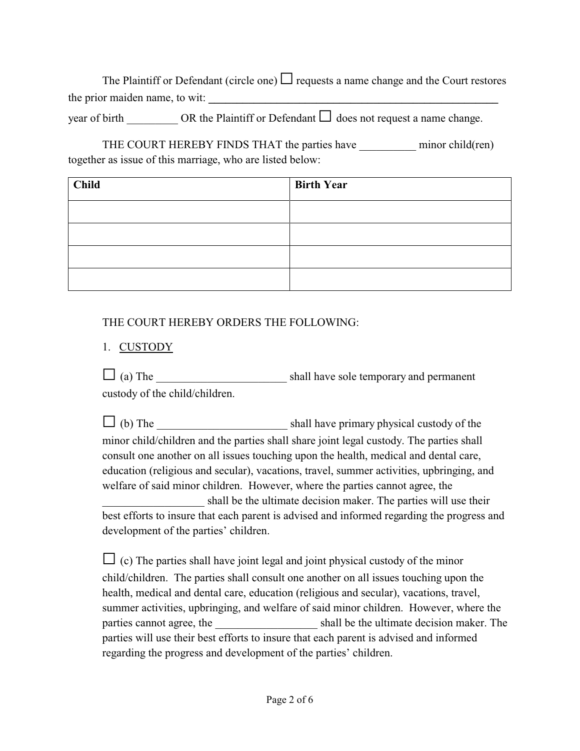The Plaintiff or Defendant (circle one) ☐ requests a name change and the Court restores the prior maiden name, to wit: \_\_\_\_\_\_\_\_\_\_\_\_\_\_\_\_\_\_\_\_\_\_\_\_\_\_\_\_\_\_\_\_\_\_\_\_\_\_\_\_\_\_\_\_\_\_\_\_ year of birth \_\_\_\_\_\_\_\_\_ OR the Plaintiff or Defendant ☐ does not request a name change.

THE COURT HEREBY FINDS THAT the parties have \_\_\_\_\_\_\_\_\_\_ minor child(ren) together as issue of this marriage, who are listed below:

| **Child** | **Birth Year** |
|---|---|
| | |
| | |
| | |
| | |

THE COURT HEREBY ORDERS THE FOLLOWING:

1. <u>CUSTODY</u>

☐ (a) The \_\_\_\_\_\_\_\_\_\_\_\_\_\_\_\_\_\_\_\_\_\_\_ shall have sole temporary and permanent custody of the child/children.

☐ (b) The \_\_\_\_\_\_\_\_\_\_\_\_\_\_\_\_\_\_\_\_\_\_\_ shall have primary physical custody of the minor child/children and the parties shall share joint legal custody. The parties shall consult one another on all issues touching upon the health, medical and dental care, education (religious and secular), vacations, travel, summer activities, upbringing, and welfare of said minor children. However, where the parties cannot agree, the \_\_\_\_\_\_\_\_\_\_\_\_\_\_\_\_\_\_ shall be the ultimate decision maker. The parties will use their best efforts to insure that each parent is advised and informed regarding the progress and development of the parties' children.

☐ (c) The parties shall have joint legal and joint physical custody of the minor child/children. The parties shall consult one another on all issues touching upon the health, medical and dental care, education (religious and secular), vacations, travel, summer activities, upbringing, and welfare of said minor children. However, where the parties cannot agree, the \_\_\_\_\_\_\_\_\_\_\_\_\_\_\_\_\_\_ shall be the ultimate decision maker. The parties will use their best efforts to insure that each parent is advised and informed regarding the progress and development of the parties' children.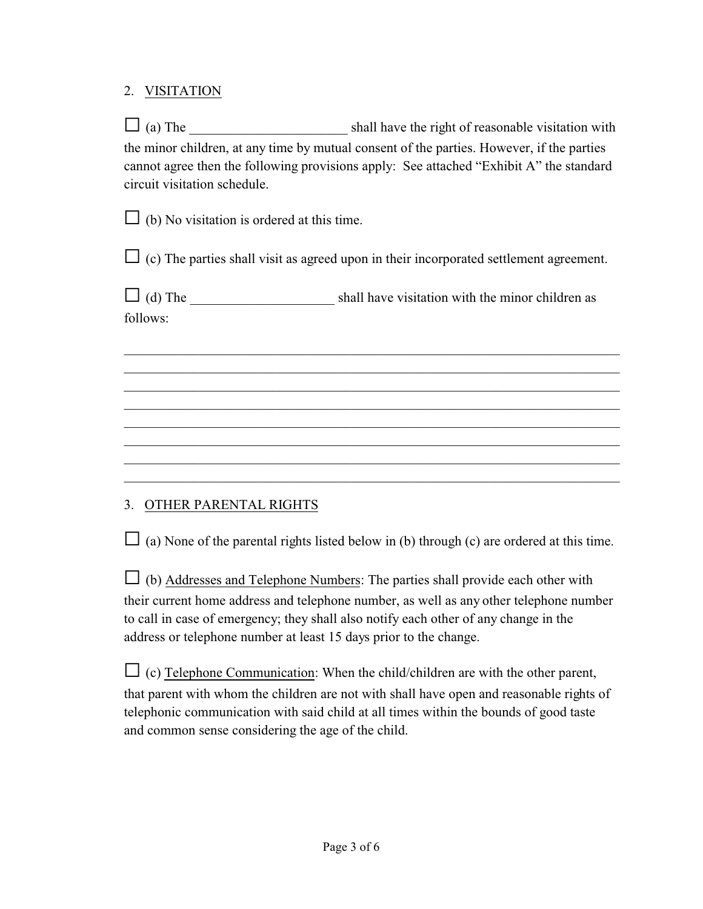## 2. VISITATION

☐ (a) The _______________________ shall have the right of reasonable visitation with the minor children, at any time by mutual consent of the parties. However, if the parties cannot agree then the following provisions apply: See attached "Exhibit A" the standard circuit visitation schedule.

☐ (b) No visitation is ordered at this time.

☐ (c) The parties shall visit as agreed upon in their incorporated settlement agreement.

☐ (d) The _____________________ shall have visitation with the minor children as follows:

_________________________________________________________________________
_________________________________________________________________________
_________________________________________________________________________
_________________________________________________________________________
_________________________________________________________________________
_________________________________________________________________________
_________________________________________________________________________
_________________________________________________________________________

## 3. OTHER PARENTAL RIGHTS

☐ (a) None of the parental rights listed below in (b) through (c) are ordered at this time.

☐ (b) Addresses and Telephone Numbers: The parties shall provide each other with their current home address and telephone number, as well as any other telephone number to call in case of emergency; they shall also notify each other of any change in the address or telephone number at least 15 days prior to the change.

☐ (c) Telephone Communication: When the child/children are with the other parent, that parent with whom the children are not with shall have open and reasonable rights of telephonic communication with said child at all times within the bounds of good taste and common sense considering the age of the child.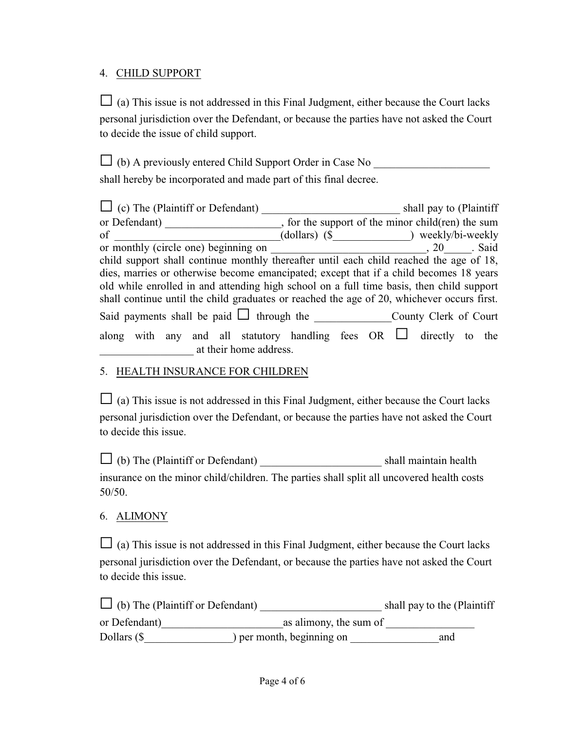4. <u>CHILD SUPPORT</u>

☐ (a) This issue is not addressed in this Final Judgment, either because the Court lacks personal jurisdiction over the Defendant, or because the parties have not asked the Court to decide the issue of child support.

☐ (b) A previously entered Child Support Order in Case No _____________________ shall hereby be incorporated and made part of this final decree.

☐ (c) The (Plaintiff or Defendant) _________________________ shall pay to (Plaintiff or Defendant) _____________________, for the support of the minor child(ren) the sum of _____________________________(dollars) ($______________) weekly/bi-weekly or monthly (circle one) beginning on ____________________________, 20_____. Said child support shall continue monthly thereafter until each child reached the age of 18, dies, marries or otherwise become emancipated; except that if a child becomes 18 years old while enrolled in and attending high school on a full time basis, then child support shall continue until the child graduates or reached the age of 20, whichever occurs first. Said payments shall be paid ☐ through the ______________County Clerk of Court along with any and all statutory handling fees OR ☐ directly to the _________________ at their home address.

5. <u>HEALTH INSURANCE FOR CHILDREN</u>

☐ (a) This issue is not addressed in this Final Judgment, either because the Court lacks personal jurisdiction over the Defendant, or because the parties have not asked the Court to decide this issue.

☐ (b) The (Plaintiff or Defendant) ______________________ shall maintain health insurance on the minor child/children. The parties shall split all uncovered health costs 50/50.

6. <u>ALIMONY</u>

☐ (a) This issue is not addressed in this Final Judgment, either because the Court lacks personal jurisdiction over the Defendant, or because the parties have not asked the Court to decide this issue.

☐ (b) The (Plaintiff or Defendant) ______________________ shall pay to the (Plaintiff or Defendant)______________________as alimony, the sum of ________________ Dollars ($________________) per month, beginning on ________________and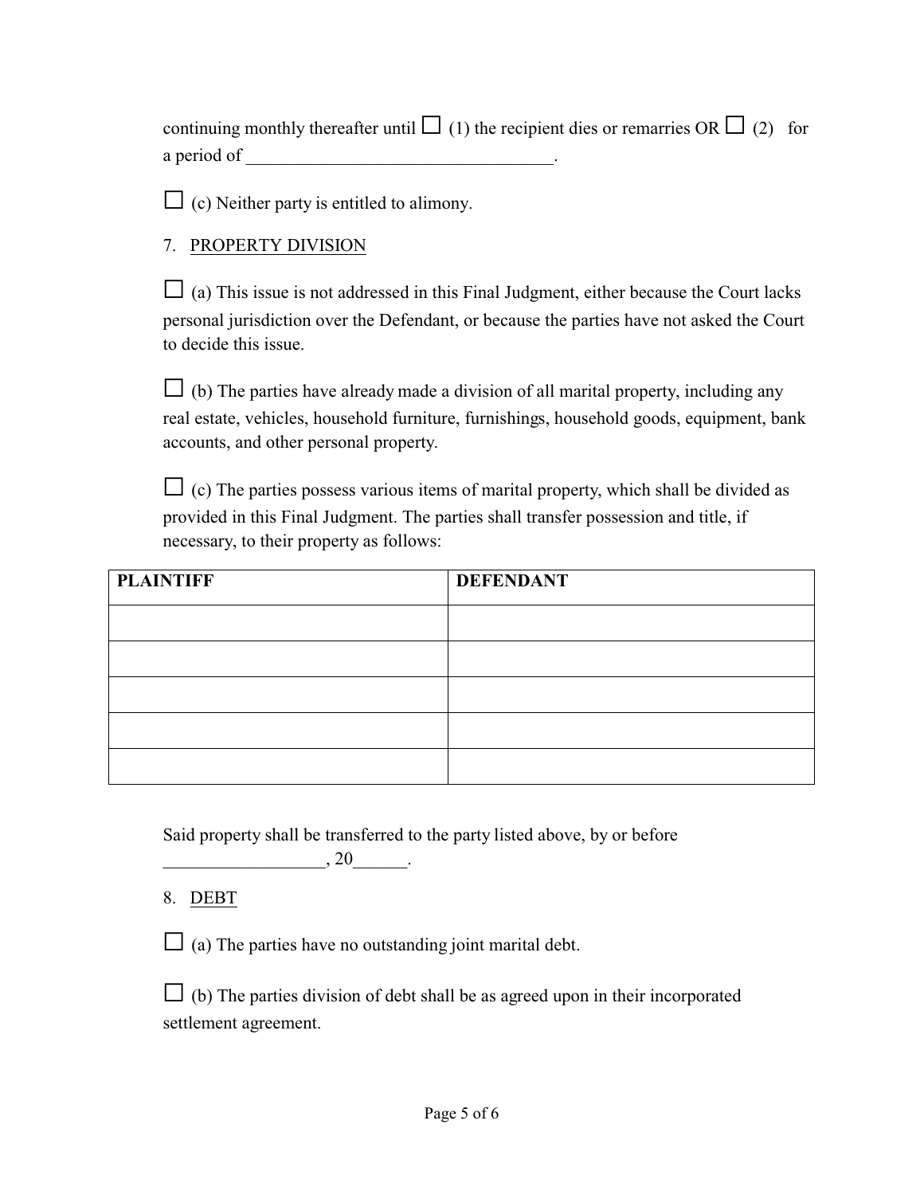continuing monthly thereafter until ☐ (1) the recipient dies or remarries OR ☐ (2) for a period of ________________________________.

☐ (c) Neither party is entitled to alimony.

7. PROPERTY DIVISION

☐ (a) This issue is not addressed in this Final Judgment, either because the Court lacks personal jurisdiction over the Defendant, or because the parties have not asked the Court to decide this issue.

☐ (b) The parties have already made a division of all marital property, including any real estate, vehicles, household furniture, furnishings, household goods, equipment, bank accounts, and other personal property.

☐ (c) The parties possess various items of marital property, which shall be divided as provided in this Final Judgment. The parties shall transfer possession and title, if necessary, to their property as follows:

| **PLAINTIFF** | **DEFENDANT** |
|---|---|
| | |
| | |
| | |
| | |
| | |

Said property shall be transferred to the party listed above, by or before __________________, 20______.

8. DEBT

☐ (a) The parties have no outstanding joint marital debt.

☐ (b) The parties division of debt shall be as agreed upon in their incorporated settlement agreement.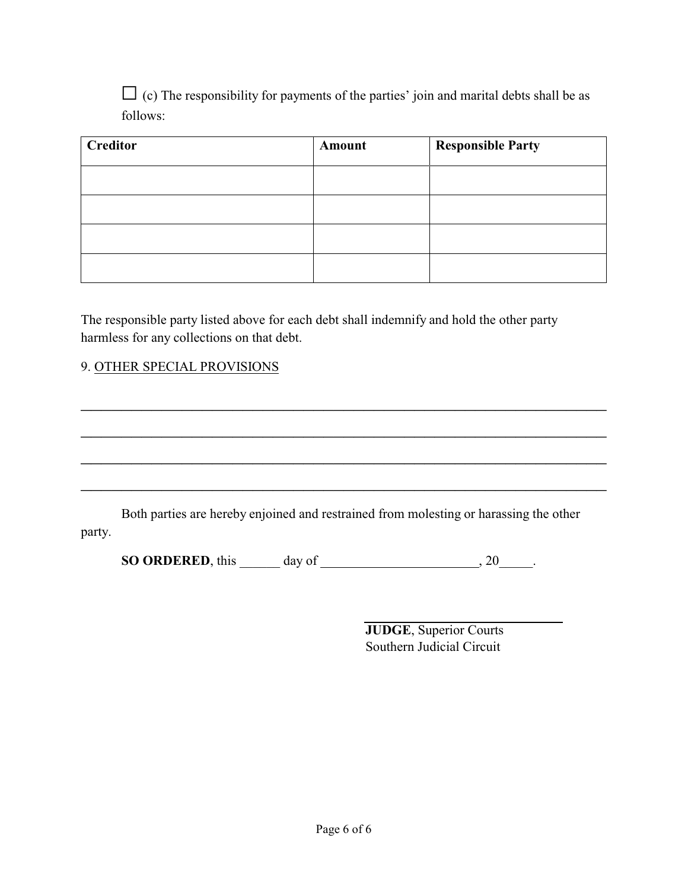☐ (c) The responsibility for payments of the parties' join and marital debts shall be as follows:

| Creditor | Amount | Responsible Party |
|---|---|---|
| | | |
| | | |
| | | |
| | | |

The responsible party listed above for each debt shall indemnify and hold the other party harmless for any collections on that debt.

9. OTHER SPECIAL PROVISIONS

______________________________________________________________________________

______________________________________________________________________________

______________________________________________________________________________

______________________________________________________________________________

Both parties are hereby enjoined and restrained from molesting or harassing the other party.

**SO ORDERED**, this ______ day of _______________________, 20_____.

_____________________________
**JUDGE**, Superior Courts
Southern Judicial Circuit